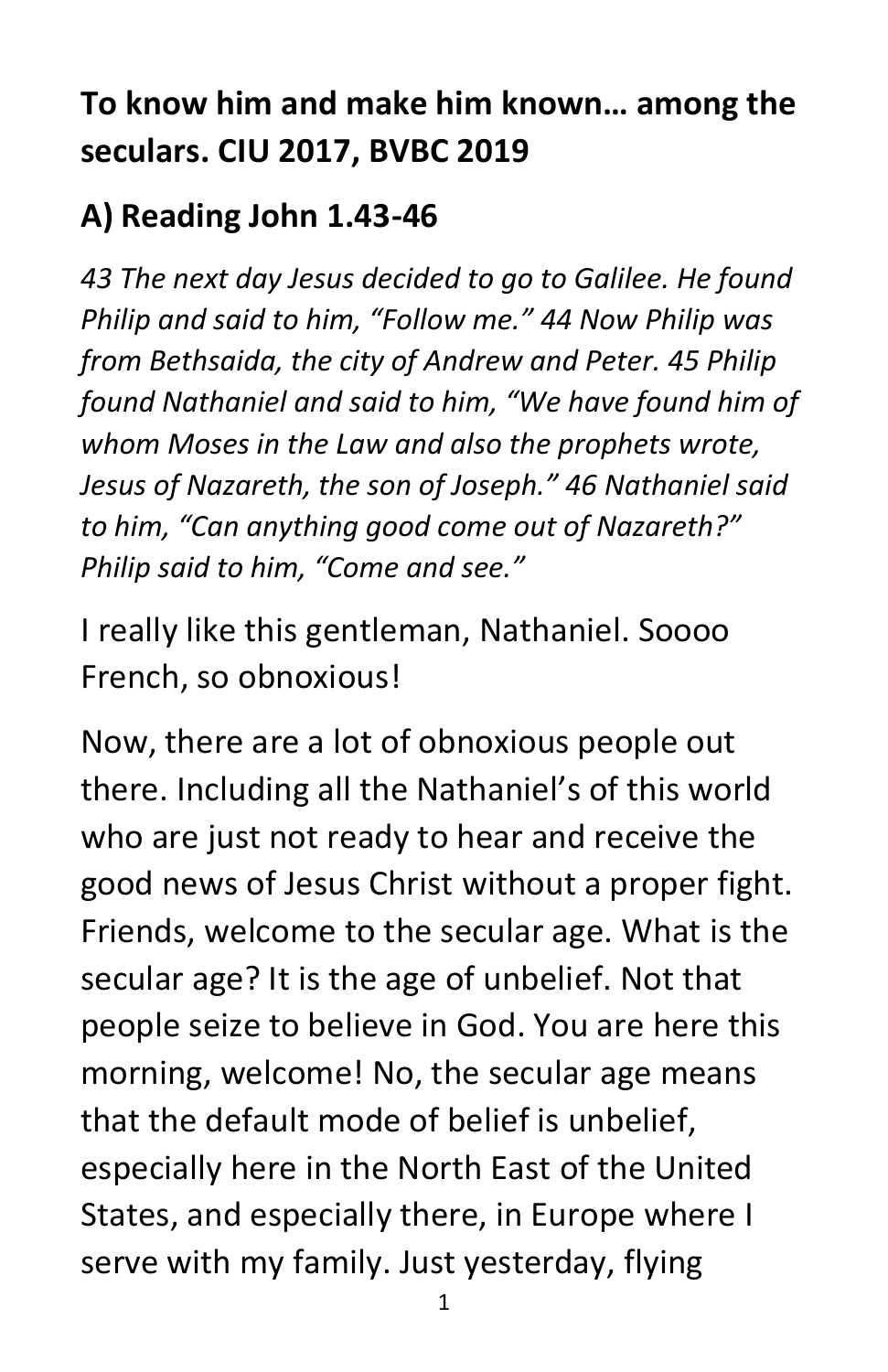# To know him and make him known… among the seculars. CIU 2017, BVBC 2019

## A) Reading John 1.43-46

*43 The next day Jesus decided to go to Galilee. He found Philip and said to him, "Follow me." 44 Now Philip was from Bethsaida, the city of Andrew and Peter. 45 Philip found Nathaniel and said to him, "We have found him of whom Moses in the Law and also the prophets wrote, Jesus of Nazareth, the son of Joseph." 46 Nathaniel said to him, "Can anything good come out of Nazareth?" Philip said to him, "Come and see."*

I really like this gentleman, Nathaniel. Soooo French, so obnoxious!

Now, there are a lot of obnoxious people out there. Including all the Nathaniel's of this world who are just not ready to hear and receive the good news of Jesus Christ without a proper fight. Friends, welcome to the secular age. What is the secular age? It is the age of unbelief. Not that people seize to believe in God. You are here this morning, welcome! No, the secular age means that the default mode of belief is unbelief, especially here in the North East of the United States, and especially there, in Europe where I serve with my family. Just yesterday, flying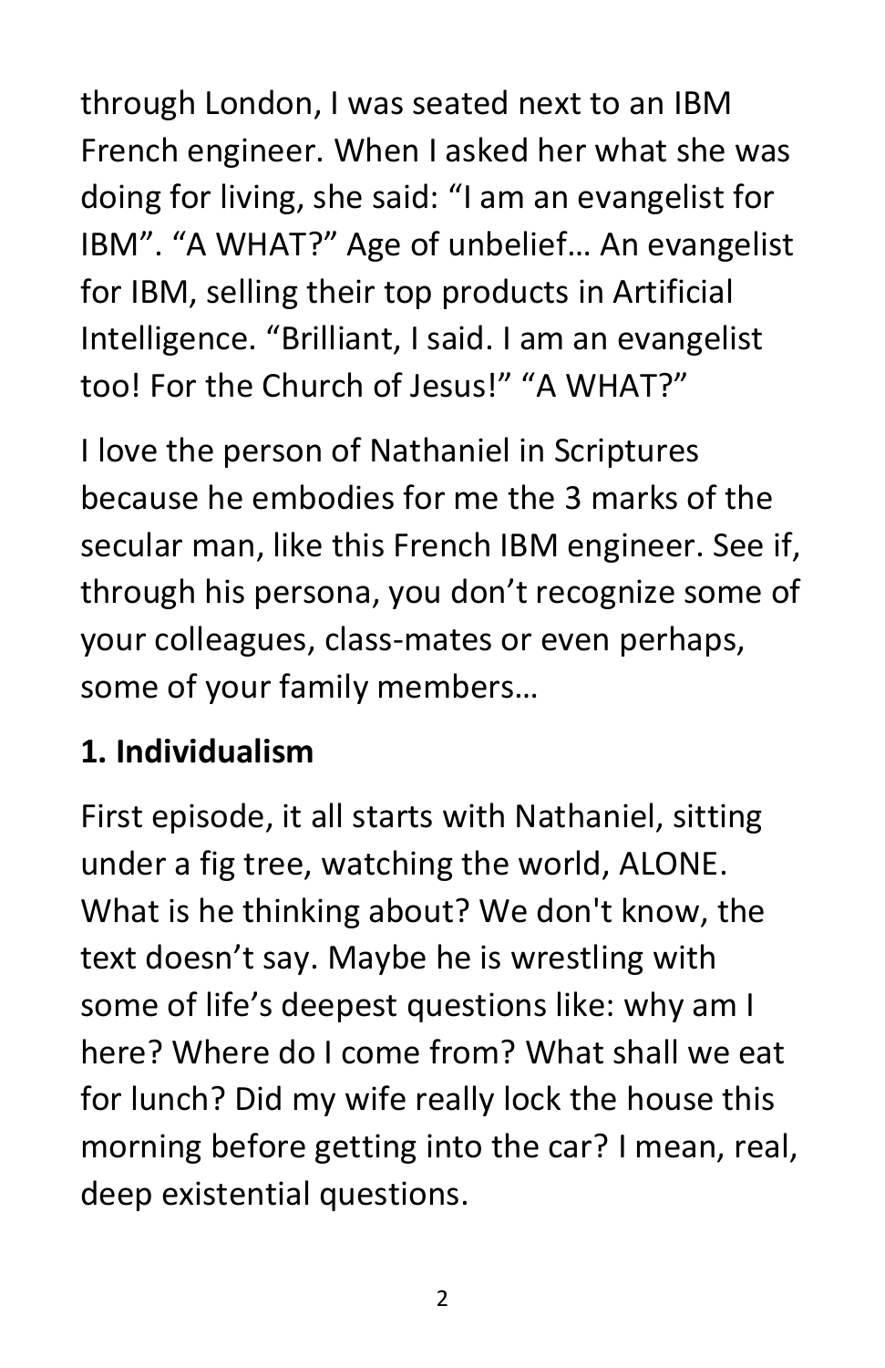through London, I was seated next to an IBM French engineer. When I asked her what she was doing for living, she said: “I am an evangelist for IBM”. “A WHAT?” Age of unbelief… An evangelist for IBM, selling their top products in Artificial Intelligence. “Brilliant, I said. I am an evangelist too! For the Church of Jesus!” “A WHAT?”

I love the person of Nathaniel in Scriptures because he embodies for me the 3 marks of the secular man, like this French IBM engineer. See if, through his persona, you don’t recognize some of your colleagues, class-mates or even perhaps, some of your family members…

**1. Individualism**

First episode, it all starts with Nathaniel, sitting under a fig tree, watching the world, ALONE. What is he thinking about? We don't know, the text doesn’t say. Maybe he is wrestling with some of life’s deepest questions like: why am I here? Where do I come from? What shall we eat for lunch? Did my wife really lock the house this morning before getting into the car? I mean, real, deep existential questions.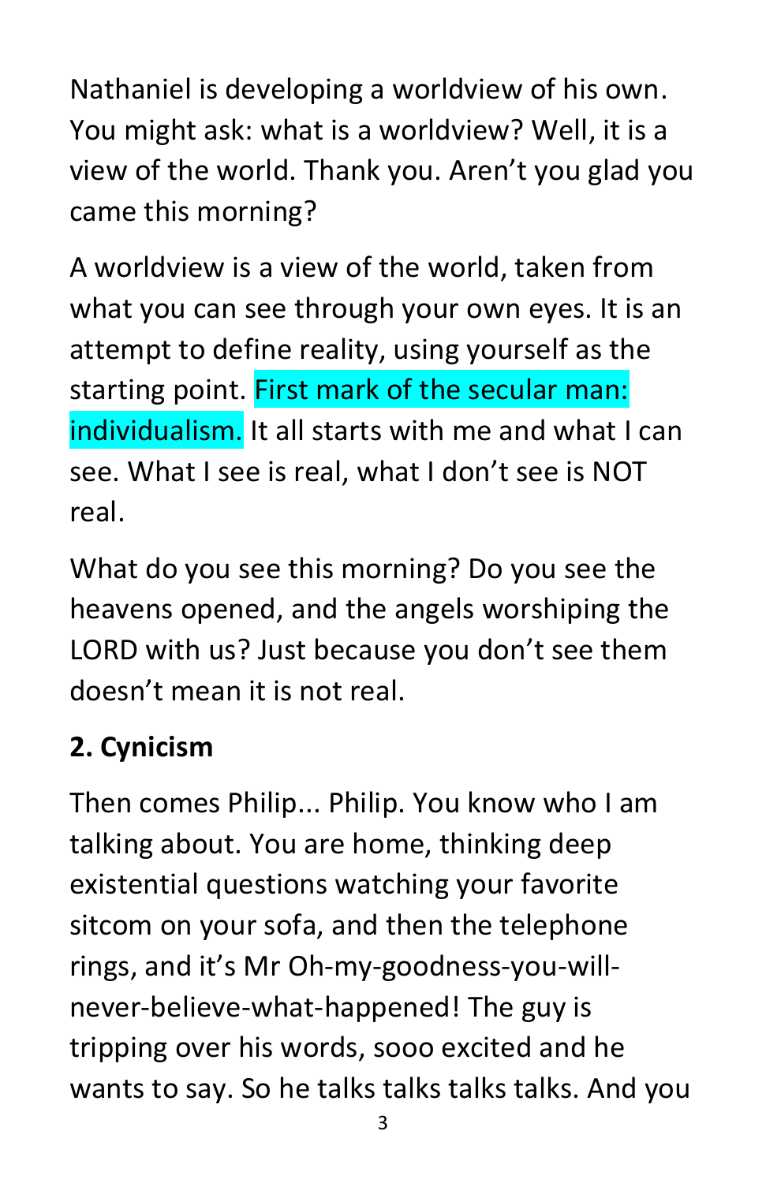Nathaniel is developing a worldview of his own. You might ask: what is a worldview? Well, it is a view of the world. Thank you. Aren't you glad you came this morning?

A worldview is a view of the world, taken from what you can see through your own eyes. It is an attempt to define reality, using yourself as the starting point. First mark of the secular man: individualism. It all starts with me and what I can see. What I see is real, what I don't see is NOT real.

What do you see this morning? Do you see the heavens opened, and the angels worshiping the LORD with us? Just because you don't see them doesn't mean it is not real.

**2. Cynicism**

Then comes Philip... Philip. You know who I am talking about. You are home, thinking deep existential questions watching your favorite sitcom on your sofa, and then the telephone rings, and it's Mr Oh-my-goodness-you-will-never-believe-what-happened! The guy is tripping over his words, sooo excited and he wants to say. So he talks talks talks talks. And you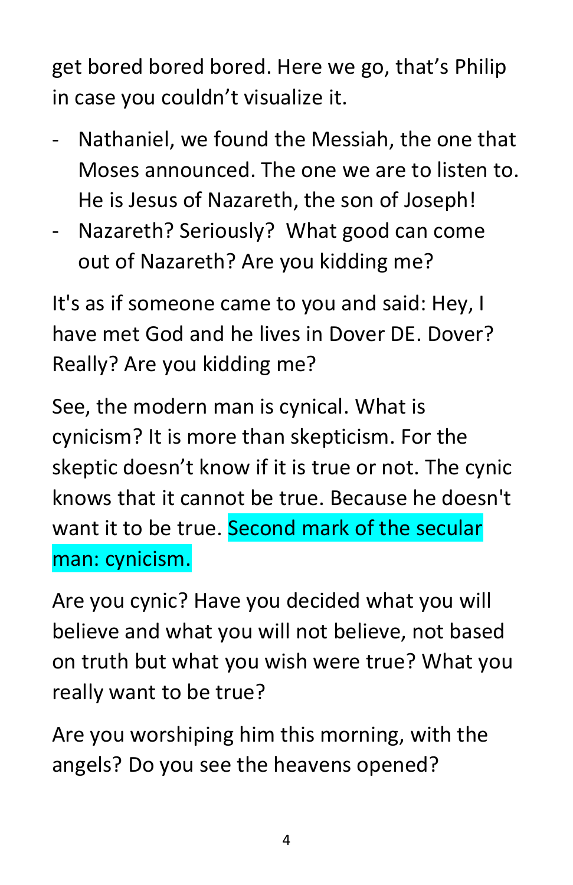get bored bored bored. Here we go, that's Philip in case you couldn't visualize it.

- Nathaniel, we found the Messiah, the one that Moses announced. The one we are to listen to. He is Jesus of Nazareth, the son of Joseph!
- Nazareth? Seriously? What good can come out of Nazareth? Are you kidding me?

It's as if someone came to you and said: Hey, I have met God and he lives in Dover DE. Dover? Really? Are you kidding me?

See, the modern man is cynical. What is cynicism? It is more than skepticism. For the skeptic doesn't know if it is true or not. The cynic knows that it cannot be true. Because he doesn't want it to be true. Second mark of the secular man: cynicism.

Are you cynic? Have you decided what you will believe and what you will not believe, not based on truth but what you wish were true? What you really want to be true?

Are you worshiping him this morning, with the angels? Do you see the heavens opened?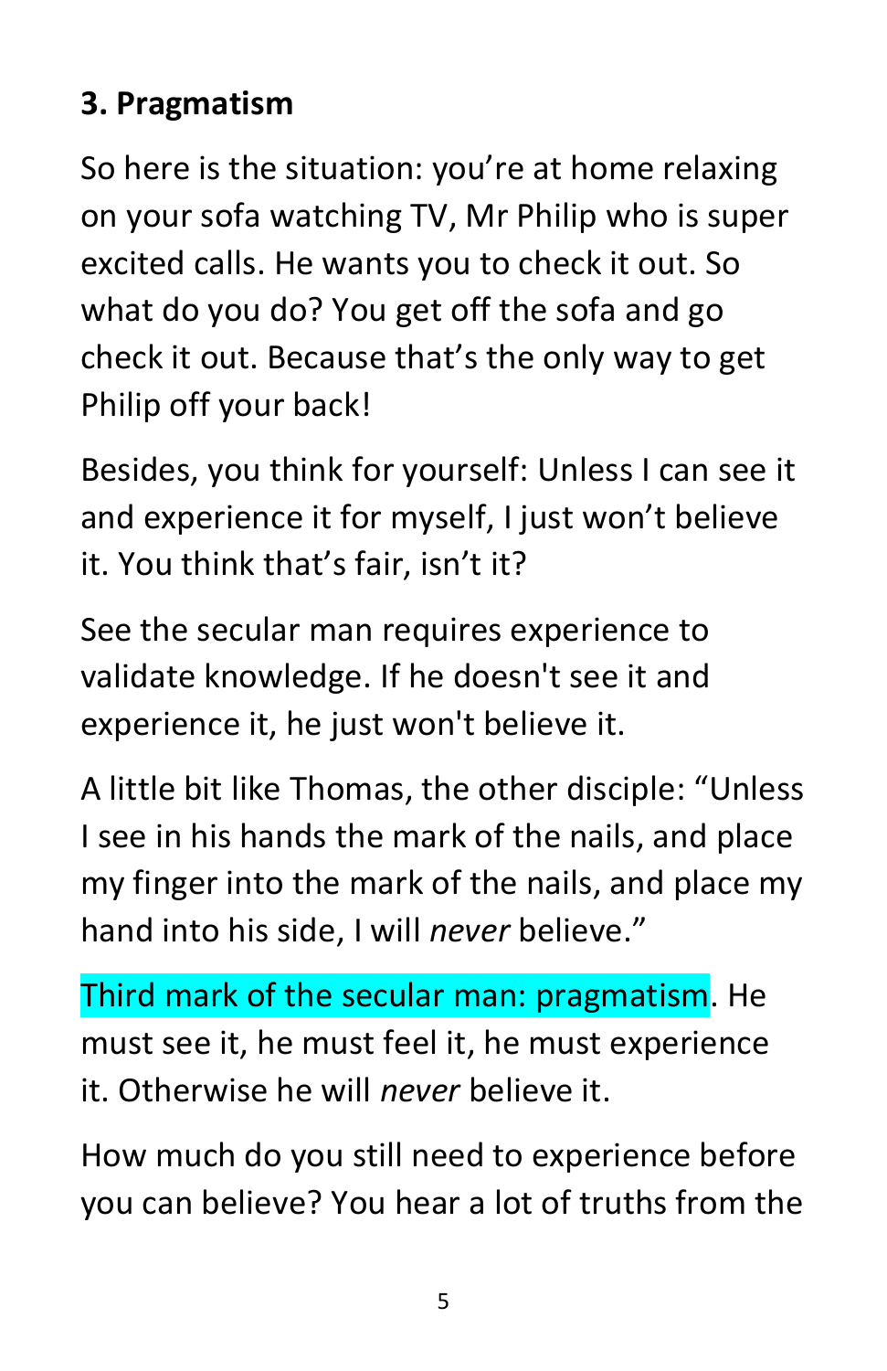### 3. Pragmatism

So here is the situation: you're at home relaxing on your sofa watching TV, Mr Philip who is super excited calls. He wants you to check it out. So what do you do? You get off the sofa and go check it out. Because that's the only way to get Philip off your back!

Besides, you think for yourself: Unless I can see it and experience it for myself, I just won't believe it. You think that's fair, isn't it?

See the secular man requires experience to validate knowledge. If he doesn't see it and experience it, he just won't believe it.

A little bit like Thomas, the other disciple: "Unless I see in his hands the mark of the nails, and place my finger into the mark of the nails, and place my hand into his side, I will *never* believe."

Third mark of the secular man: pragmatism. He must see it, he must feel it, he must experience it. Otherwise he will *never* believe it.

How much do you still need to experience before you can believe? You hear a lot of truths from the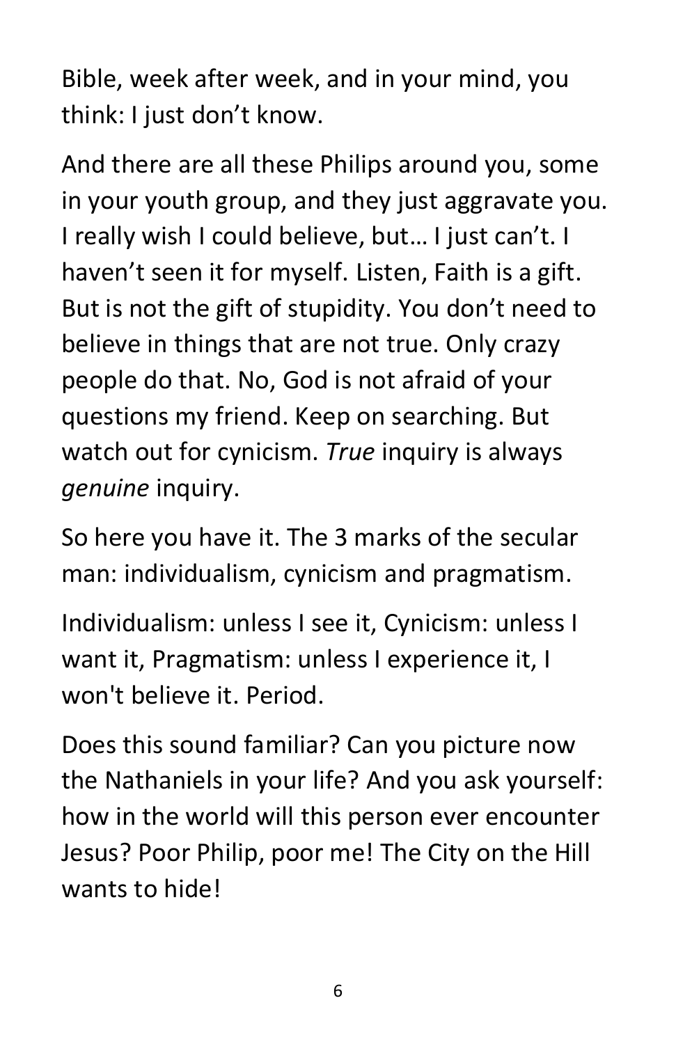Bible, week after week, and in your mind, you think: I just don't know.

And there are all these Philips around you, some in your youth group, and they just aggravate you. I really wish I could believe, but… I just can't. I haven't seen it for myself. Listen, Faith is a gift. But is not the gift of stupidity. You don't need to believe in things that are not true. Only crazy people do that. No, God is not afraid of your questions my friend. Keep on searching. But watch out for cynicism. *True* inquiry is always *genuine* inquiry.

So here you have it. The 3 marks of the secular man: individualism, cynicism and pragmatism.

Individualism: unless I see it, Cynicism: unless I want it, Pragmatism: unless I experience it, I won't believe it. Period.

Does this sound familiar? Can you picture now the Nathaniels in your life? And you ask yourself: how in the world will this person ever encounter Jesus? Poor Philip, poor me! The City on the Hill wants to hide!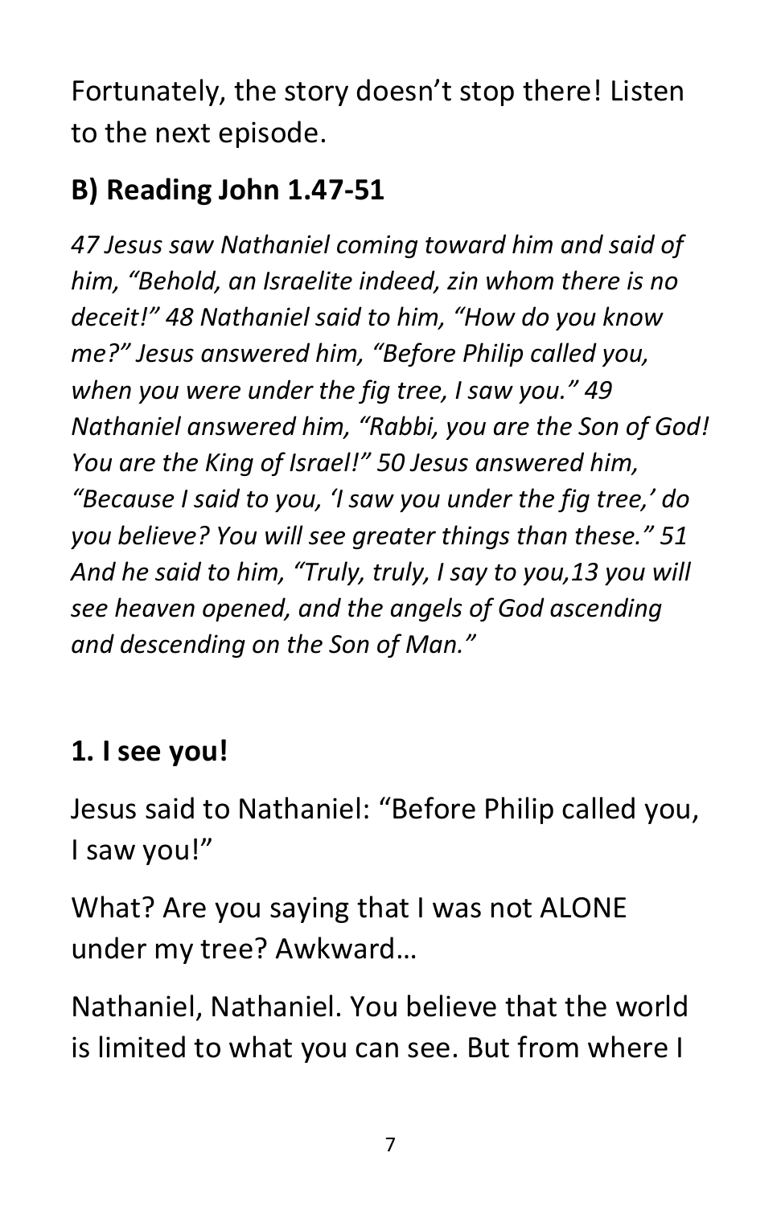Fortunately, the story doesn't stop there! Listen to the next episode.

## B) Reading John 1.47-51

*47 Jesus saw Nathaniel coming toward him and said of him, "Behold, an Israelite indeed, zin whom there is no deceit!" 48 Nathaniel said to him, "How do you know me?" Jesus answered him, "Before Philip called you, when you were under the fig tree, I saw you." 49 Nathaniel answered him, "Rabbi, you are the Son of God! You are the King of Israel!" 50 Jesus answered him, "Because I said to you, 'I saw you under the fig tree,' do you believe? You will see greater things than these." 51 And he said to him, "Truly, truly, I say to you,13 you will see heaven opened, and the angels of God ascending and descending on the Son of Man."*

## 1. I see you!

Jesus said to Nathaniel: "Before Philip called you, I saw you!"

What? Are you saying that I was not ALONE under my tree? Awkward…

Nathaniel, Nathaniel. You believe that the world is limited to what you can see. But from where I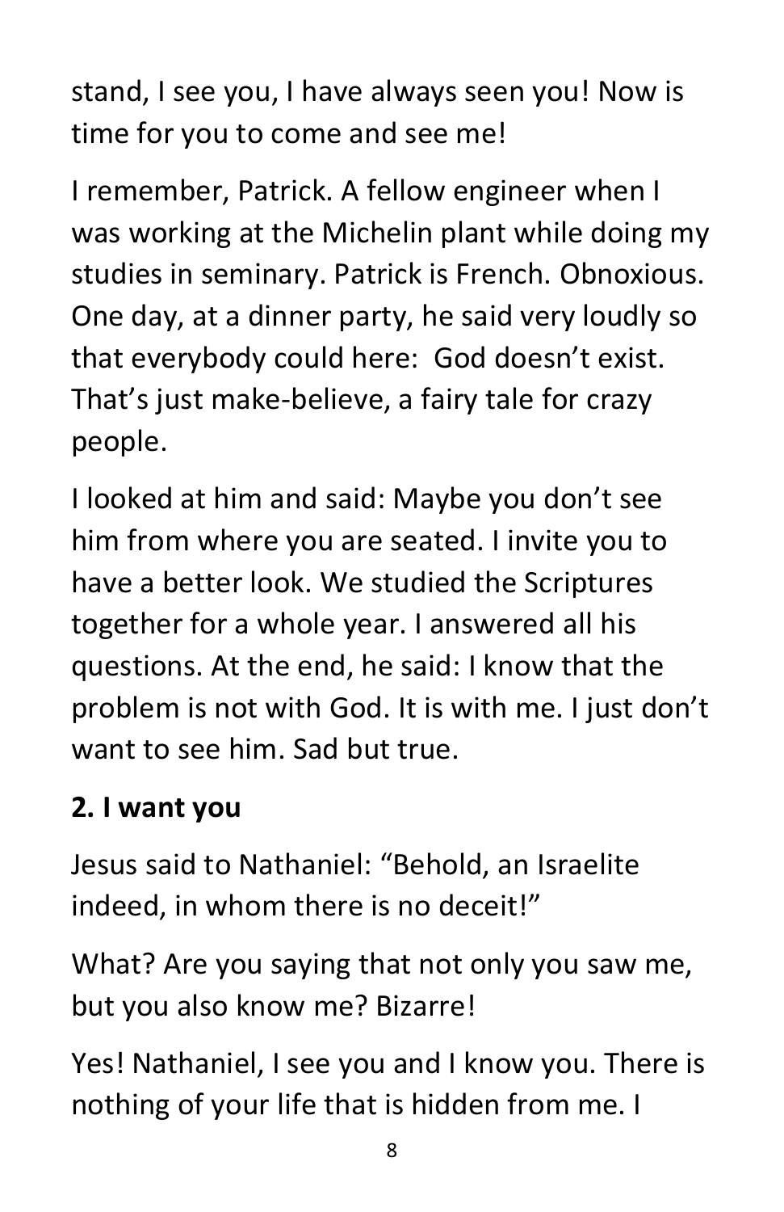stand, I see you, I have always seen you! Now is time for you to come and see me!

I remember, Patrick. A fellow engineer when I was working at the Michelin plant while doing my studies in seminary. Patrick is French. Obnoxious. One day, at a dinner party, he said very loudly so that everybody could here:  God doesn't exist. That's just make-believe, a fairy tale for crazy people.

I looked at him and said: Maybe you don't see him from where you are seated. I invite you to have a better look. We studied the Scriptures together for a whole year. I answered all his questions. At the end, he said: I know that the problem is not with God. It is with me. I just don't want to see him. Sad but true.

**2. I want you**

Jesus said to Nathaniel: "Behold, an Israelite indeed, in whom there is no deceit!"

What? Are you saying that not only you saw me, but you also know me? Bizarre!

Yes! Nathaniel, I see you and I know you. There is nothing of your life that is hidden from me. I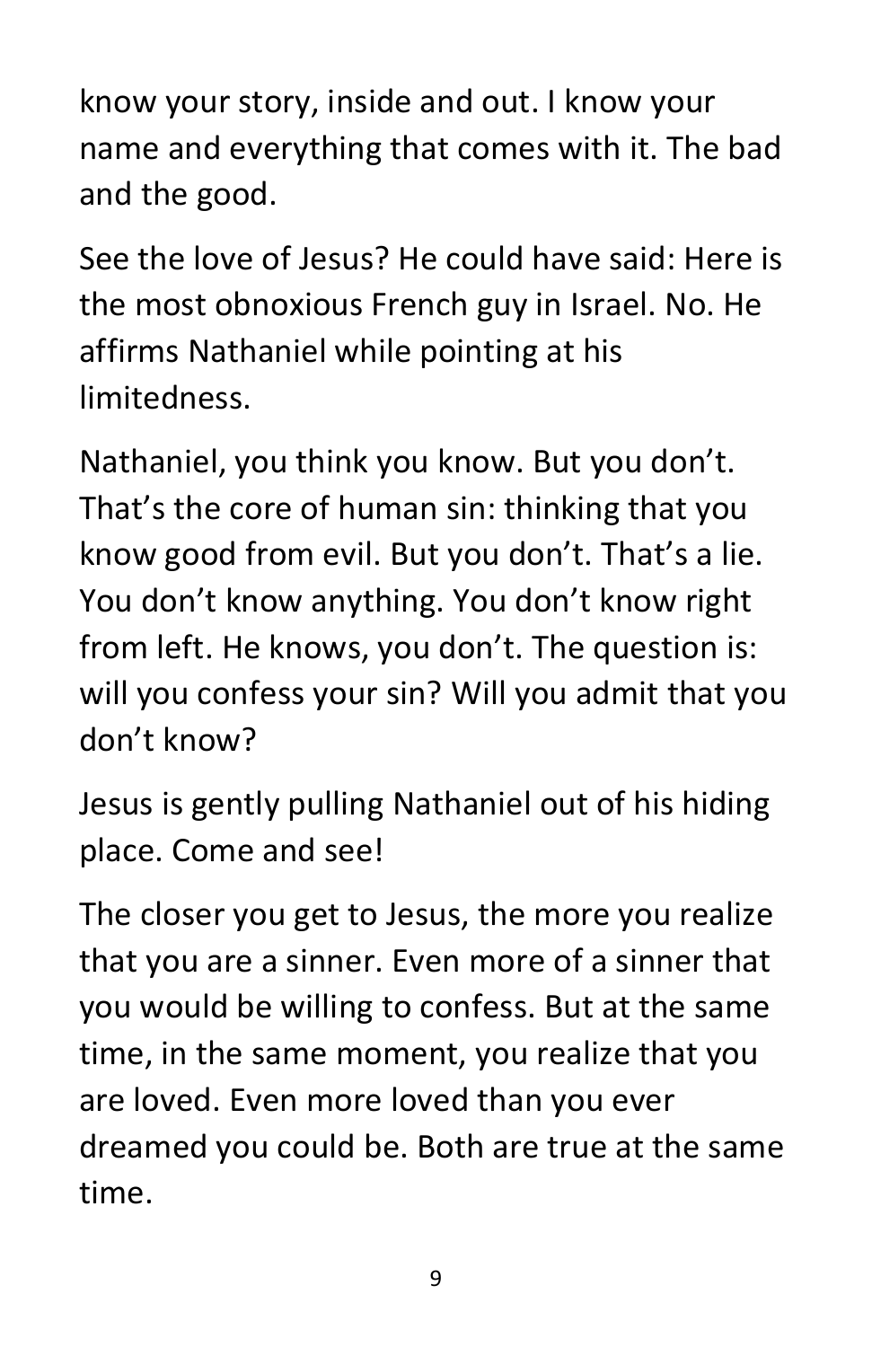know your story, inside and out. I know your name and everything that comes with it. The bad and the good.

See the love of Jesus? He could have said: Here is the most obnoxious French guy in Israel. No. He affirms Nathaniel while pointing at his limitedness.

Nathaniel, you think you know. But you don't. That's the core of human sin: thinking that you know good from evil. But you don't. That's a lie. You don't know anything. You don't know right from left. He knows, you don't. The question is: will you confess your sin? Will you admit that you don't know?

Jesus is gently pulling Nathaniel out of his hiding place. Come and see!

The closer you get to Jesus, the more you realize that you are a sinner. Even more of a sinner that you would be willing to confess. But at the same time, in the same moment, you realize that you are loved. Even more loved than you ever dreamed you could be. Both are true at the same time.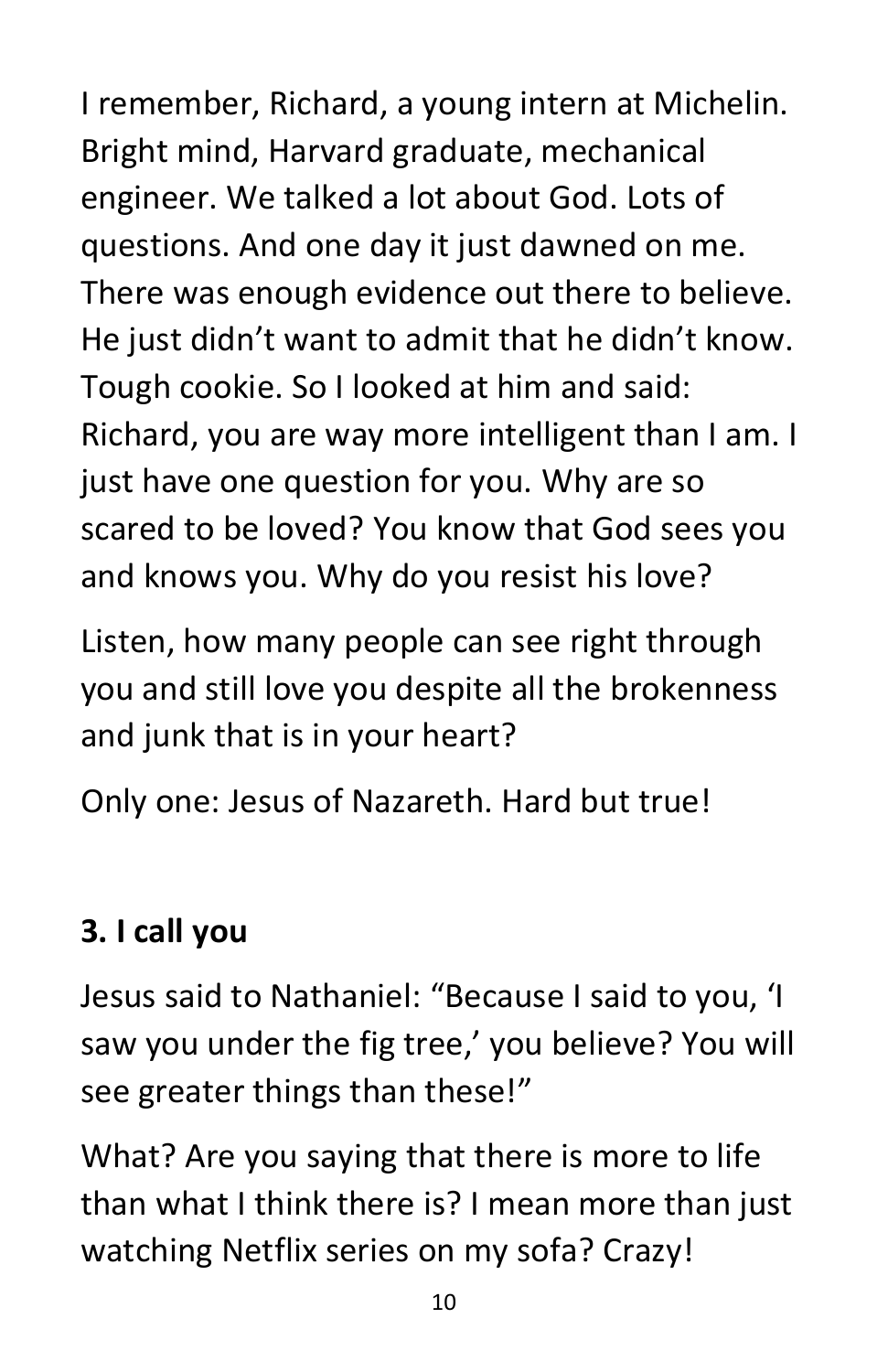I remember, Richard, a young intern at Michelin. Bright mind, Harvard graduate, mechanical engineer. We talked a lot about God. Lots of questions. And one day it just dawned on me. There was enough evidence out there to believe. He just didn't want to admit that he didn't know. Tough cookie. So I looked at him and said: Richard, you are way more intelligent than I am. I just have one question for you. Why are so scared to be loved? You know that God sees you and knows you. Why do you resist his love?

Listen, how many people can see right through you and still love you despite all the brokenness and junk that is in your heart?

Only one: Jesus of Nazareth. Hard but true!

## 3. I call you

Jesus said to Nathaniel: "Because I said to you, 'I saw you under the fig tree,' you believe? You will see greater things than these!"

What? Are you saying that there is more to life than what I think there is? I mean more than just watching Netflix series on my sofa? Crazy!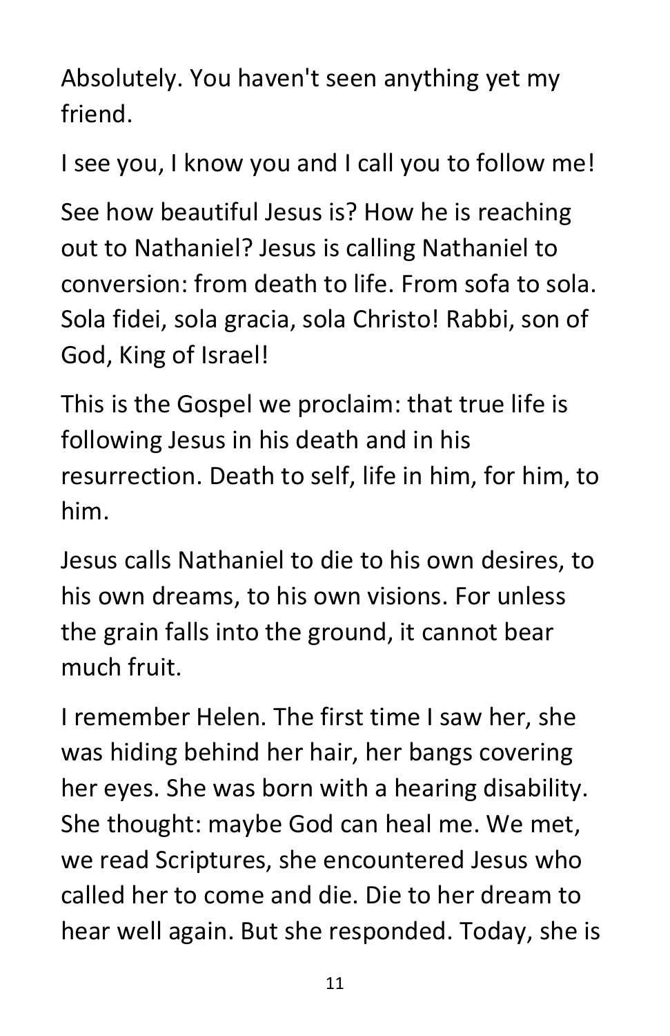Absolutely. You haven't seen anything yet my friend.

I see you, I know you and I call you to follow me!

See how beautiful Jesus is? How he is reaching out to Nathaniel? Jesus is calling Nathaniel to conversion: from death to life. From sofa to sola. Sola fidei, sola gracia, sola Christo! Rabbi, son of God, King of Israel!

This is the Gospel we proclaim: that true life is following Jesus in his death and in his resurrection. Death to self, life in him, for him, to him.

Jesus calls Nathaniel to die to his own desires, to his own dreams, to his own visions. For unless the grain falls into the ground, it cannot bear much fruit.

I remember Helen. The first time I saw her, she was hiding behind her hair, her bangs covering her eyes. She was born with a hearing disability. She thought: maybe God can heal me. We met, we read Scriptures, she encountered Jesus who called her to come and die. Die to her dream to hear well again. But she responded. Today, she is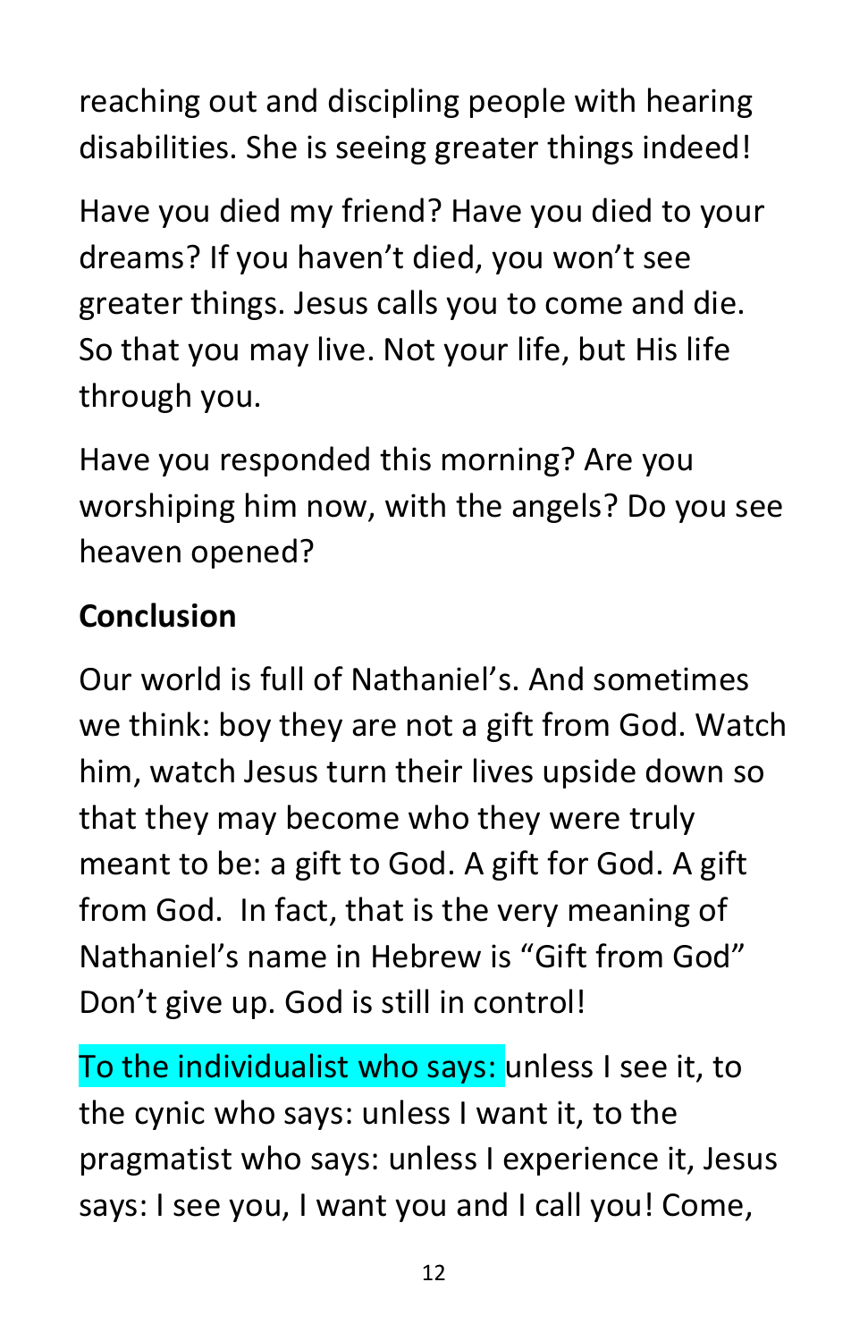reaching out and discipling people with hearing disabilities. She is seeing greater things indeed!

Have you died my friend? Have you died to your dreams? If you haven't died, you won't see greater things. Jesus calls you to come and die. So that you may live. Not your life, but His life through you.

Have you responded this morning? Are you worshiping him now, with the angels? Do you see heaven opened?

## Conclusion

Our world is full of Nathaniel's. And sometimes we think: boy they are not a gift from God. Watch him, watch Jesus turn their lives upside down so that they may become who they were truly meant to be: a gift to God. A gift for God. A gift from God. In fact, that is the very meaning of Nathaniel's name in Hebrew is "Gift from God" Don't give up. God is still in control!

To the individualist who says: unless I see it, to the cynic who says: unless I want it, to the pragmatist who says: unless I experience it, Jesus says: I see you, I want you and I call you! Come,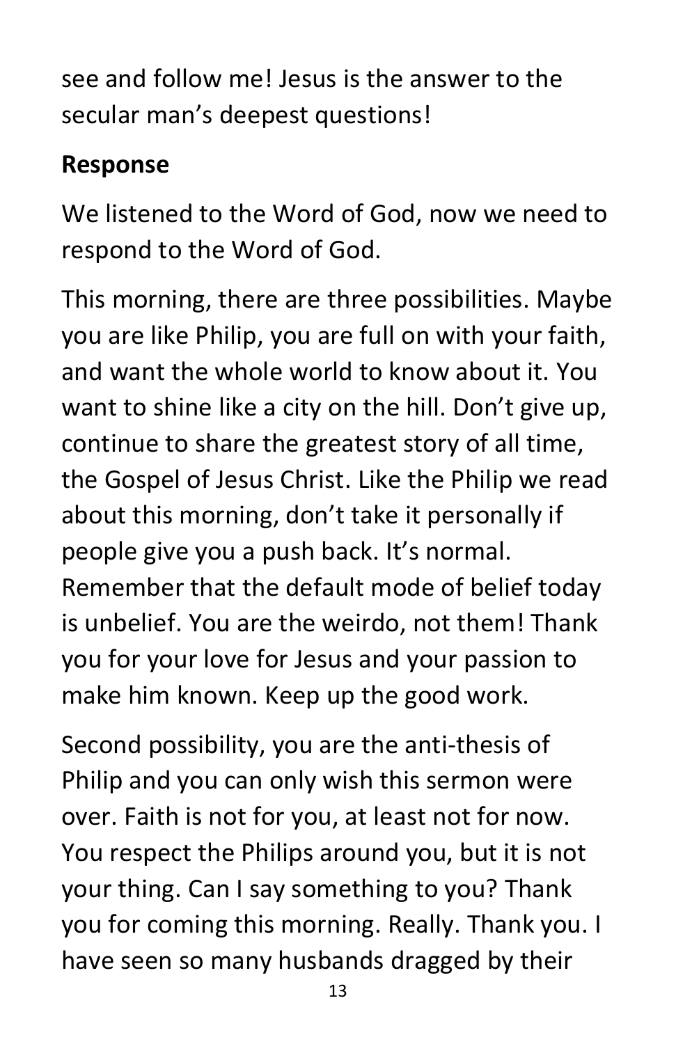see and follow me! Jesus is the answer to the secular man's deepest questions!

**Response**

We listened to the Word of God, now we need to respond to the Word of God.

This morning, there are three possibilities. Maybe you are like Philip, you are full on with your faith, and want the whole world to know about it. You want to shine like a city on the hill. Don't give up, continue to share the greatest story of all time, the Gospel of Jesus Christ. Like the Philip we read about this morning, don't take it personally if people give you a push back. It's normal. Remember that the default mode of belief today is unbelief. You are the weirdo, not them! Thank you for your love for Jesus and your passion to make him known. Keep up the good work.

Second possibility, you are the anti-thesis of Philip and you can only wish this sermon were over. Faith is not for you, at least not for now. You respect the Philips around you, but it is not your thing. Can I say something to you? Thank you for coming this morning. Really. Thank you. I have seen so many husbands dragged by their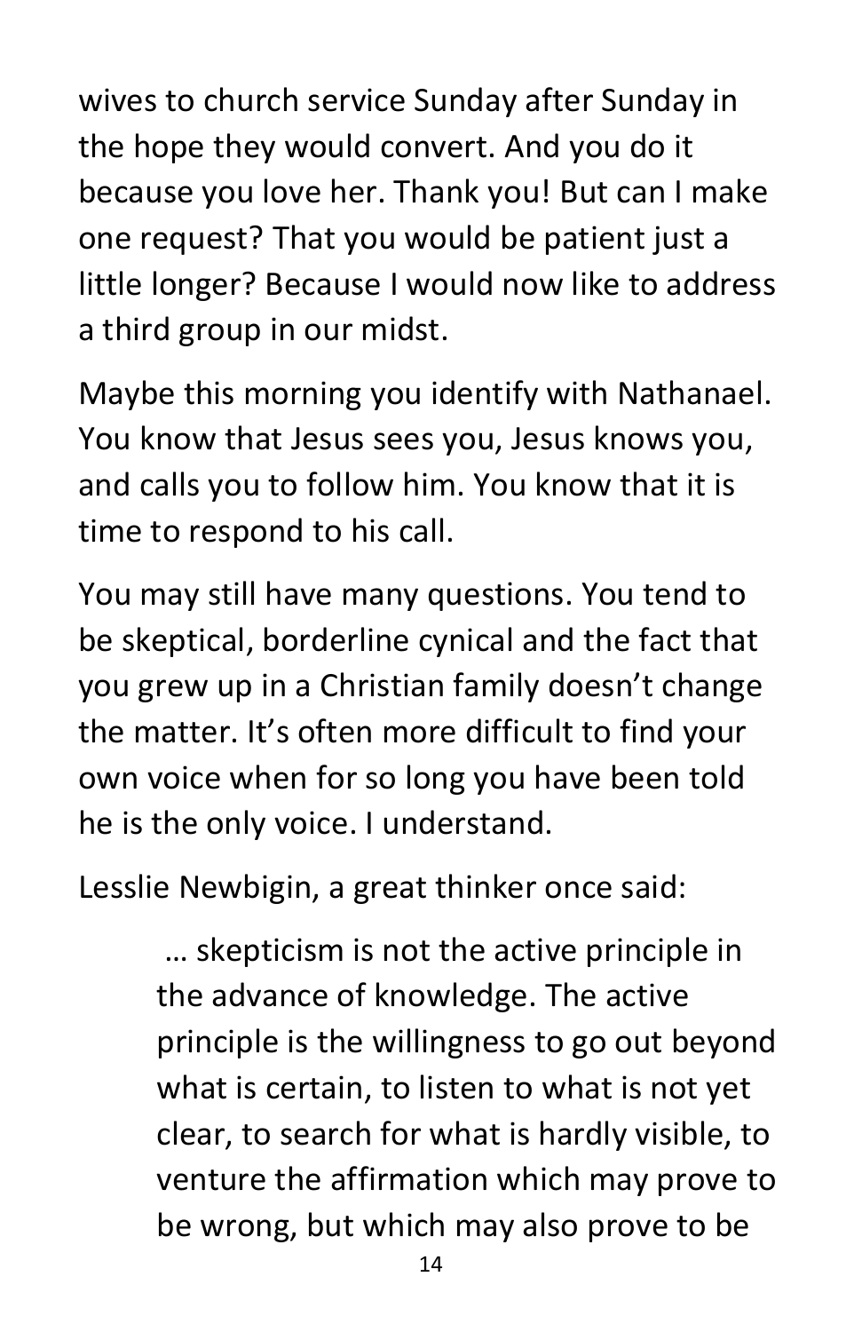wives to church service Sunday after Sunday in the hope they would convert. And you do it because you love her. Thank you! But can I make one request? That you would be patient just a little longer? Because I would now like to address a third group in our midst.

Maybe this morning you identify with Nathanael. You know that Jesus sees you, Jesus knows you, and calls you to follow him. You know that it is time to respond to his call.

You may still have many questions. You tend to be skeptical, borderline cynical and the fact that you grew up in a Christian family doesn't change the matter. It's often more difficult to find your own voice when for so long you have been told he is the only voice. I understand.

Lesslie Newbigin, a great thinker once said:

> … skepticism is not the active principle in the advance of knowledge. The active principle is the willingness to go out beyond what is certain, to listen to what is not yet clear, to search for what is hardly visible, to venture the affirmation which may prove to be wrong, but which may also prove to be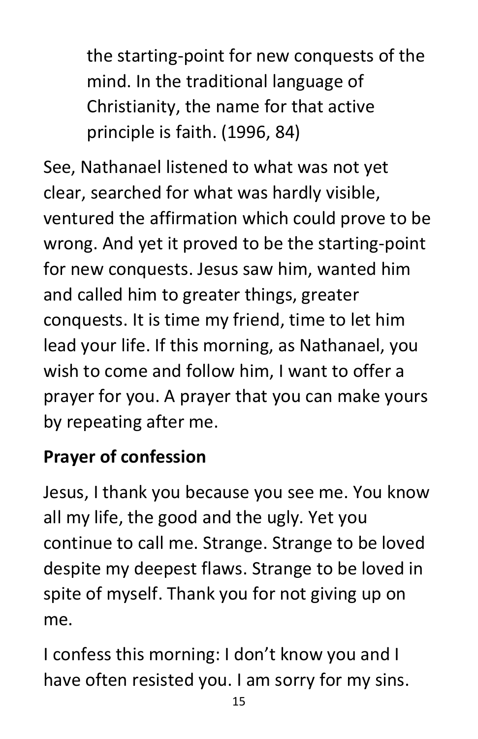> the starting-point for new conquests of the mind. In the traditional language of Christianity, the name for that active principle is faith. (1996, 84)

See, Nathanael listened to what was not yet clear, searched for what was hardly visible, ventured the affirmation which could prove to be wrong. And yet it proved to be the starting-point for new conquests. Jesus saw him, wanted him and called him to greater things, greater conquests. It is time my friend, time to let him lead your life. If this morning, as Nathanael, you wish to come and follow him, I want to offer a prayer for you. A prayer that you can make yours by repeating after me.

**Prayer of confession**

Jesus, I thank you because you see me. You know all my life, the good and the ugly. Yet you continue to call me. Strange. Strange to be loved despite my deepest flaws. Strange to be loved in spite of myself. Thank you for not giving up on me.

I confess this morning: I don't know you and I have often resisted you. I am sorry for my sins.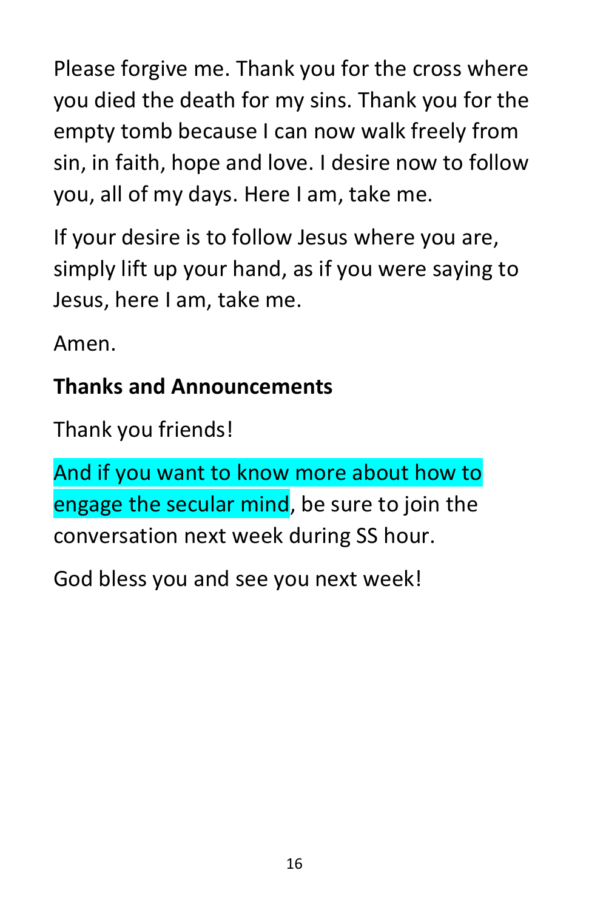Please forgive me. Thank you for the cross where you died the death for my sins. Thank you for the empty tomb because I can now walk freely from sin, in faith, hope and love. I desire now to follow you, all of my days. Here I am, take me.

If your desire is to follow Jesus where you are, simply lift up your hand, as if you were saying to Jesus, here I am, take me.

Amen.

**Thanks and Announcements**

Thank you friends!

And if you want to know more about how to engage the secular mind, be sure to join the conversation next week during SS hour.

God bless you and see you next week!